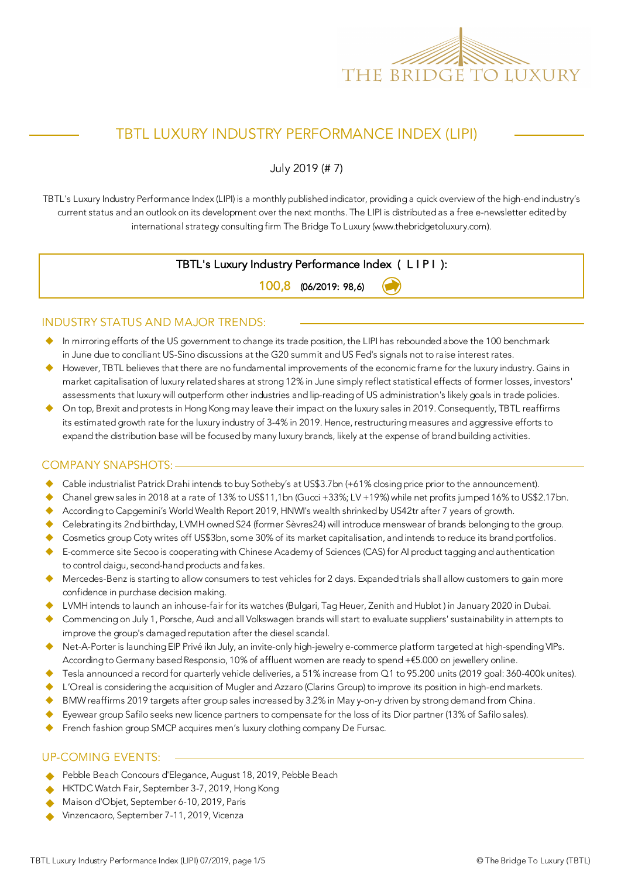THE BRIDGE TO LUXURY

# TBTL LUXURY INDUSTRY PERFORMANCE INDEX (LIPI)

July 2019 (# 7)

TBTL's Luxury Industry Performance Index (LIPI) is a monthly published indicator, providing a quick overview of the high-end industry's current status and an outlook on its development over the next months. The LIPI is distributed as a free e-newsletter edited by international strategy consulting firm The Bridge To Luxury (www.thebridgetoluxury.com).

**TBTL's Luxury Industry Performance Index ( L I P I ):**

**100,8** (06/2019: 98,6)

## INDUSTRY STATUS AND MAJOR TRENDS:

- In mirroring efforts of the US government to change its trade position, the LIPI has rebounded above the 100 benchmark in June due to conciliant US-Sino discussions at the G20 summit and US Fed's signals not to raise interest rates.
- However, TBTL believes that there are no fundamental improvements of the economic frame for the luxury industry. Gains in market capitalisation of luxury related shares at strong 12% in June simply reflect statistical effects of former losses, investors' assessments that luxury will outperform other industries and lip-reading of US administration's likely goals in trade policies.
- On top, Brexit and protests in Hong Kong may leave their impact on the luxury sales in 2019. Consequently, TBTL reaffirms its estimated growth rate for the luxury industry of 3-4% in 2019. Hence, restructuring measures and aggressive efforts to expand the distribution base will be focused by many luxury brands, likely at the expense of brand building activities.

## COMPANY SNAPSHOTS:

- Cable industrialist Patrick Drahi intends to buy Sotheby's at US$3.7bn (+61% closing price prior to the announcement).
- Chanel grew sales in 2018 at a rate of 13% to US$11,1bn (Gucci +33%; LV +19%) while net profits jumped 16% to US$2.17bn.
- According to Capgemini's World Wealth Report 2019, HNWI's wealth shrinked by US42tr after 7 years of growth.
- Celebrating its 2nd birthday, LVMH owned S24 (former Sèvres24) will introduce menswear of brands belonging to the group.
- Cosmetics group Coty writes off US$3bn, some 30% of its market capitalisation, and intends to reduce its brand portfolios.
- E-commerce site Secoo is cooperating with Chinese Academy of Sciences (CAS) for AI product tagging and authentication to control daigu, second-hand products and fakes.
- Mercedes-Benz is starting to allow consumers to test vehicles for 2 days. Expanded trials shall allow customers to gain more confidence in purchase decision making.
- LVMH intends to launch an inhouse-fair for its watches (Bulgari, Tag Heuer, Zenith and Hublot ) in January 2020 in Dubai.
- Commencing on July 1, Porsche, Audi and all Volkswagen brands will start to evaluate suppliers' sustainability in attempts to improve the group's damaged reputation after the diesel scandal.
- Net-A-Porter is launching EIP Privé ikn July, an invite-only high-jewelry e-commerce platform targeted at high-spending VIPs. According to Germany based Responsio, 10% of affluent women are ready to spend +€5.000 on jewellery online.
- Tesla announced a record for quarterly vehicle deliveries, a 51% increase from Q1 to 95.200 units (2019 goal: 360-400k unites).
- L'Oreal is considering the acquisition of Mugler and Azzaro (Clarins Group) to improve its position in high-end markets.
- BMW reaffirms 2019 targets after group sales increased by 3.2% in May y-on-y driven by strong demand from China.
- Eyewear group Safilo seeks new licence partners to compensate for the loss of its Dior partner (13% of Safilo sales).
- French fashion group SMCP acquires men's luxury clothing company De Fursac.

## UP-COMING EVENTS:

- Pebble Beach Concours d'Elegance, August 18, 2019, Pebble Beach
- HKTDC Watch Fair, September 3-7, 2019, Hong Kong
- Maison d'Objet, September 6-10, 2019, Paris
- Vinzencaoro, September 7-11, 2019, Vicenza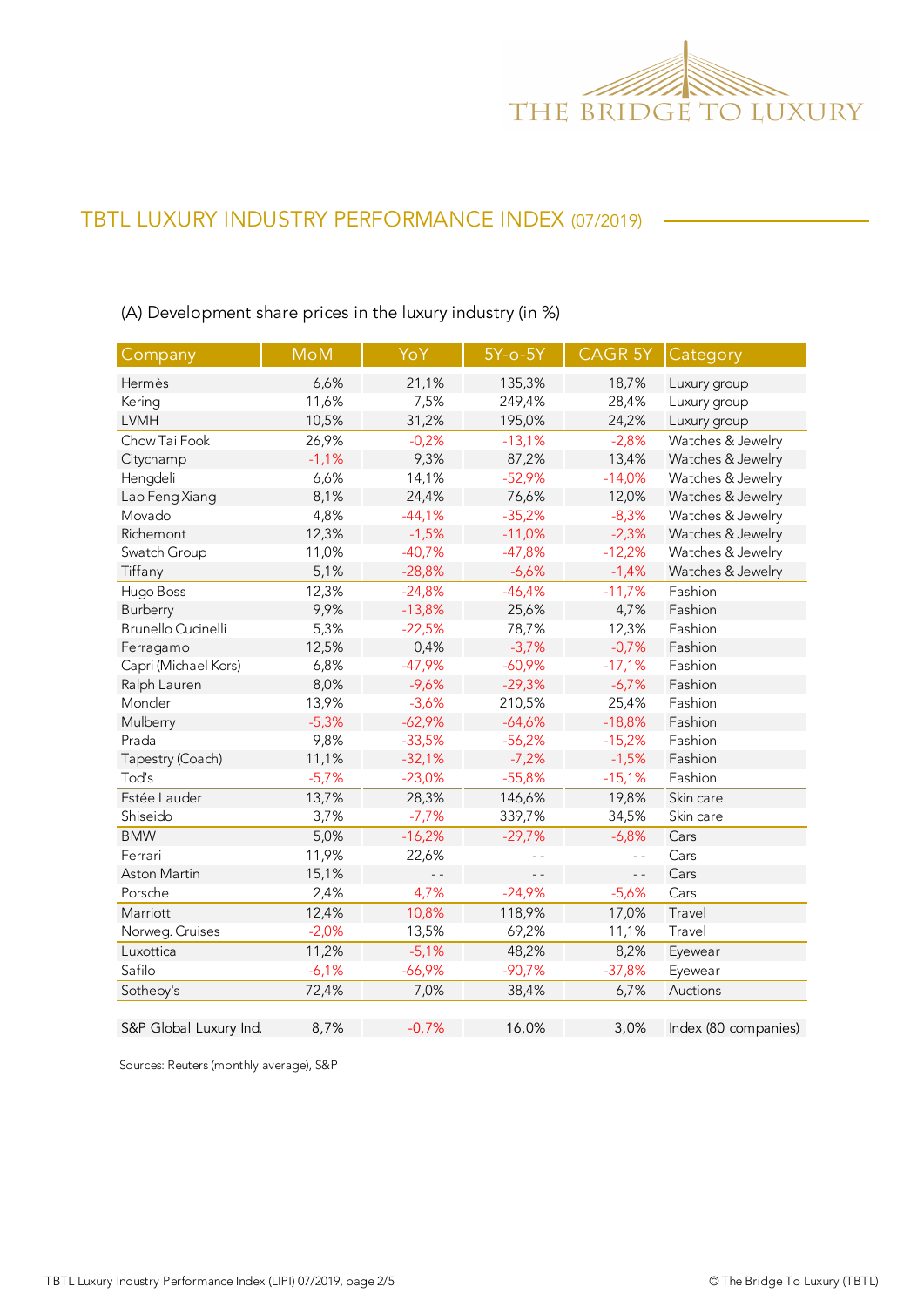# TBTL LUXURY INDUSTRY PERFORMANCE INDEX (07/2019)

(A) Development share prices in the luxury industry (in %)

| Company | MoM | YoY | 5Y-o-5Y | CAGR 5Y | Category |
|---|---|---|---|---|---|
| Hermès | 6,6% | 21,1% | 135,3% | 18,7% | Luxury group |
| Kering | 11,6% | 7,5% | 249,4% | 28,4% | Luxury group |
| LVMH | 10,5% | 31,2% | 195,0% | 24,2% | Luxury group |
| Chow Tai Fook | 26,9% | -0,2% | -13,1% | -2,8% | Watches & Jewelry |
| Citychamp | -1,1% | 9,3% | 87,2% | 13,4% | Watches & Jewelry |
| Hengdeli | 6,6% | 14,1% | -52,9% | -14,0% | Watches & Jewelry |
| Lao Feng Xiang | 8,1% | 24,4% | 76,6% | 12,0% | Watches & Jewelry |
| Movado | 4,8% | -44,1% | -35,2% | -8,3% | Watches & Jewelry |
| Richemont | 12,3% | -1,5% | -11,0% | -2,3% | Watches & Jewelry |
| Swatch Group | 11,0% | -40,7% | -47,8% | -12,2% | Watches & Jewelry |
| Tiffany | 5,1% | -28,8% | -6,6% | -1,4% | Watches & Jewelry |
| Hugo Boss | 12,3% | -24,8% | -46,4% | -11,7% | Fashion |
| Burberry | 9,9% | -13,8% | 25,6% | 4,7% | Fashion |
| Brunello Cucinelli | 5,3% | -22,5% | 78,7% | 12,3% | Fashion |
| Ferragamo | 12,5% | 0,4% | -3,7% | -0,7% | Fashion |
| Capri (Michael Kors) | 6,8% | -47,9% | -60,9% | -17,1% | Fashion |
| Ralph Lauren | 8,0% | -9,6% | -29,3% | -6,7% | Fashion |
| Moncler | 13,9% | -3,6% | 210,5% | 25,4% | Fashion |
| Mulberry | -5,3% | -62,9% | -64,6% | -18,8% | Fashion |
| Prada | 9,8% | -33,5% | -56,2% | -15,2% | Fashion |
| Tapestry (Coach) | 11,1% | -32,1% | -7,2% | -1,5% | Fashion |
| Tod's | -5,7% | -23,0% | -55,8% | -15,1% | Fashion |
| Estée Lauder | 13,7% | 28,3% | 146,6% | 19,8% | Skin care |
| Shiseido | 3,7% | -7,7% | 339,7% | 34,5% | Skin care |
| BMW | 5,0% | -16,2% | -29,7% | -6,8% | Cars |
| Ferrari | 11,9% | 22,6% | - - | - - | Cars |
| Aston Martin | 15,1% | - - | - - | - - | Cars |
| Porsche | 2,4% | 4,7% | -24,9% | -5,6% | Cars |
| Marriott | 12,4% | 10,8% | 118,9% | 17,0% | Travel |
| Norweg. Cruises | -2,0% | 13,5% | 69,2% | 11,1% | Travel |
| Luxottica | 11,2% | -5,1% | 48,2% | 8,2% | Eyewear |
| Safilo | -6,1% | -66,9% | -90,7% | -37,8% | Eyewear |
| Sotheby's | 72,4% | 7,0% | 38,4% | 6,7% | Auctions |
| | | | | | |
| S&P Global Luxury Ind. | 8,7% | -0,7% | 16,0% | 3,0% | Index (80 companies) |

Sources: Reuters (monthly average), S&P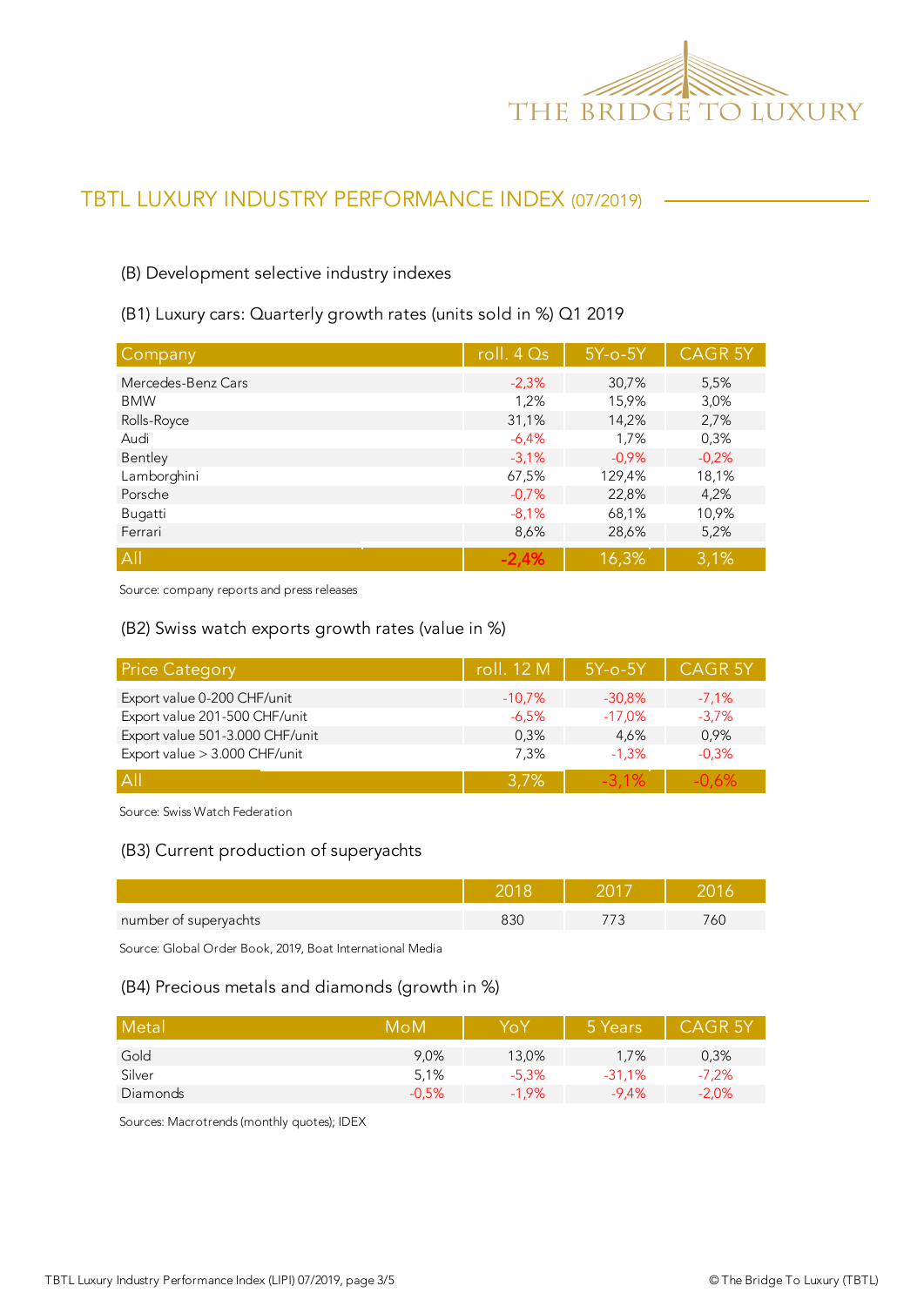## TBTL LUXURY INDUSTRY PERFORMANCE INDEX (07/2019)

### (B) Development selective industry indexes

#### (B1) Luxury cars: Quarterly growth rates (units sold in %) Q1 2019

| Company | roll. 4 Qs | 5Y-o-5Y | CAGR 5Y |
|---|---|---|---|
| Mercedes-Benz Cars | -2,3% | 30,7% | 5,5% |
| BMW | 1,2% | 15,9% | 3,0% |
| Rolls-Royce | 31,1% | 14,2% | 2,7% |
| Audi | -6,4% | 1,7% | 0,3% |
| Bentley | -3,1% | -0,9% | -0,2% |
| Lamborghini | 67,5% | 129,4% | 18,1% |
| Porsche | -0,7% | 22,8% | 4,2% |
| Bugatti | -8,1% | 68,1% | 10,9% |
| Ferrari | 8,6% | 28,6% | 5,2% |
| All | -2,4% | 16,3% | 3,1% |

Source: company reports and press releases

#### (B2) Swiss watch exports growth rates (value in %)

| Price Category | roll. 12 M | 5Y-o-5Y | CAGR 5Y |
|---|---|---|---|
| Export value 0-200 CHF/unit | -10,7% | -30,8% | -7,1% |
| Export value 201-500 CHF/unit | -6,5% | -17,0% | -3,7% |
| Export value 501-3.000 CHF/unit | 0,3% | 4,6% | 0,9% |
| Export value > 3.000 CHF/unit | 7,3% | -1,3% | -0,3% |
| All | 3,7% | -3,1% | -0,6% |

Source: Swiss Watch Federation

#### (B3) Current production of superyachts

| | 2018 | 2017 | 2016 |
|---|---|---|---|
| number of superyachts | 830 | 773 | 760 |

Source: Global Order Book, 2019, Boat International Media

#### (B4) Precious metals and diamonds (growth in %)

| Metal | MoM | YoY | 5 Years | CAGR 5Y |
|---|---|---|---|---|
| Gold | 9,0% | 13,0% | 1,7% | 0,3% |
| Silver | 5,1% | -5,3% | -31,1% | -7,2% |
| Diamonds | -0,5% | -1,9% | -9,4% | -2,0% |

Sources: Macrotrends (monthly quotes); IDEX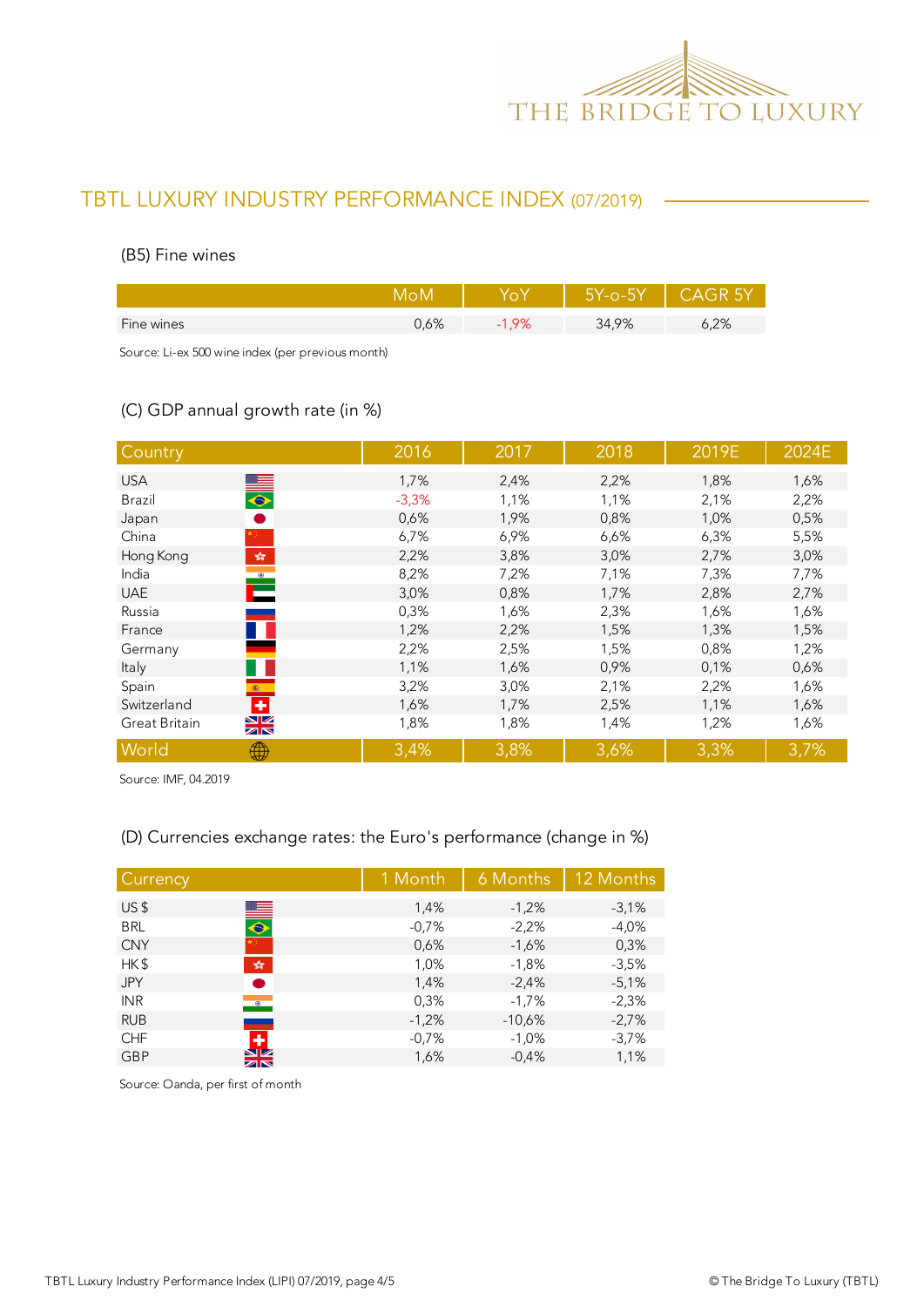## TBTL LUXURY INDUSTRY PERFORMANCE INDEX (07/2019)

### (B5) Fine wines

| | MoM | YoY | 5Y-o-5Y | CAGR 5Y |
|---|---|---|---|---|
| Fine wines | 0,6% | -1,9% | 34,9% | 6,2% |

Source: Li-ex 500 wine index (per previous month)

### (C) GDP annual growth rate (in %)

| Country | 2016 | 2017 | 2018 | 2019E | 2024E |
|---|---|---|---|---|---|
| USA | 1,7% | 2,4% | 2,2% | 1,8% | 1,6% |
| Brazil | -3,3% | 1,1% | 1,1% | 2,1% | 2,2% |
| Japan | 0,6% | 1,9% | 0,8% | 1,0% | 0,5% |
| China | 6,7% | 6,9% | 6,6% | 6,3% | 5,5% |
| Hong Kong | 2,2% | 3,8% | 3,0% | 2,7% | 3,0% |
| India | 8,2% | 7,2% | 7,1% | 7,3% | 7,7% |
| UAE | 3,0% | 0,8% | 1,7% | 2,8% | 2,7% |
| Russia | 0,3% | 1,6% | 2,3% | 1,6% | 1,6% |
| France | 1,2% | 2,2% | 1,5% | 1,3% | 1,5% |
| Germany | 2,2% | 2,5% | 1,5% | 0,8% | 1,2% |
| Italy | 1,1% | 1,6% | 0,9% | 0,1% | 0,6% |
| Spain | 3,2% | 3,0% | 2,1% | 2,2% | 1,6% |
| Switzerland | 1,6% | 1,7% | 2,5% | 1,1% | 1,6% |
| Great Britain | 1,8% | 1,8% | 1,4% | 1,2% | 1,6% |
| World | 3,4% | 3,8% | 3,6% | 3,3% | 3,7% |

Source: IMF, 04.2019

### (D) Currencies exchange rates: the Euro's performance (change in %)

| Currency | 1 Month | 6 Months | 12 Months |
|---|---|---|---|
| US $ | 1,4% | -1,2% | -3,1% |
| BRL | -0,7% | -2,2% | -4,0% |
| CNY | 0,6% | -1,6% | 0,3% |
| HK $ | 1,0% | -1,8% | -3,5% |
| JPY | 1,4% | -2,4% | -5,1% |
| INR | 0,3% | -1,7% | -2,3% |
| RUB | -1,2% | -10,6% | -2,7% |
| CHF | -0,7% | -1,0% | -3,7% |
| GBP | 1,6% | -0,4% | 1,1% |

Source: Oanda, per first of month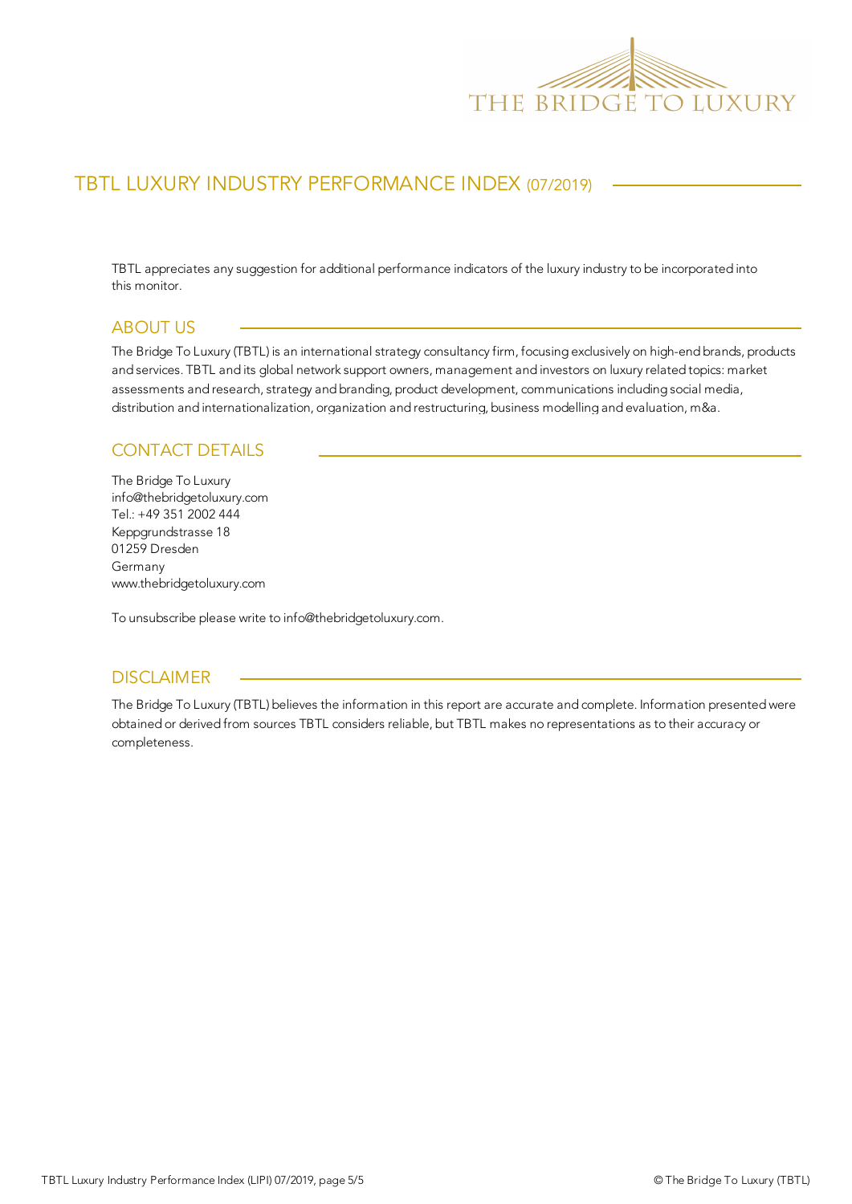# TBTL LUXURY INDUSTRY PERFORMANCE INDEX (07/2019)

TBTL appreciates any suggestion for additional performance indicators of the luxury industry to be incorporated into this monitor.

## ABOUT US

The Bridge To Luxury (TBTL) is an international strategy consultancy firm, focusing exclusively on high-end brands, products and services. TBTL and its global network support owners, management and investors on luxury related topics: market assessments and research, strategy and branding, product development, communications including social media, distribution and internationalization, organization and restructuring, business modelling and evaluation, m&a.

## CONTACT DETAILS

The Bridge To Luxury
info@thebridgetoluxury.com
Tel.: +49 351 2002 444
Keppgrundstrasse 18
01259 Dresden
Germany
www.thebridgetoluxury.com

To unsubscribe please write to info@thebridgetoluxury.com.

## DISCLAIMER

The Bridge To Luxury (TBTL) believes the information in this report are accurate and complete. Information presented were obtained or derived from sources TBTL considers reliable, but TBTL makes no representations as to their accuracy or completeness.